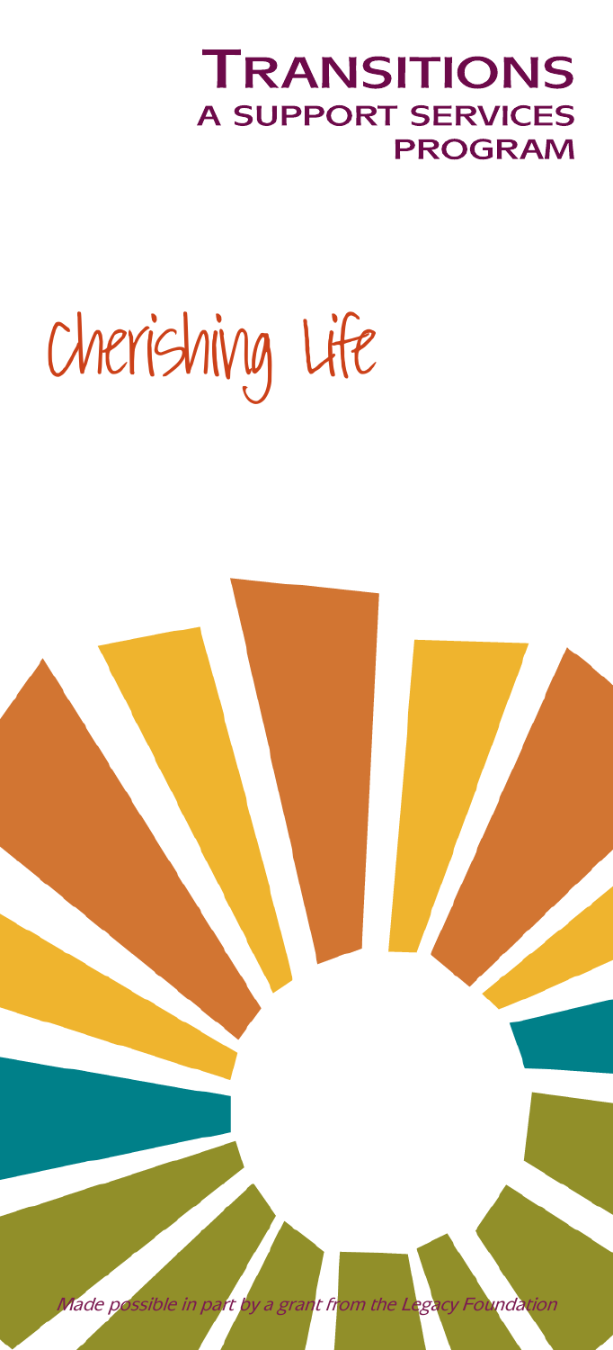# Transitions
## A Support Services Program

Cherishing Life

*Made possible in part by a grant from the Legacy Foundation*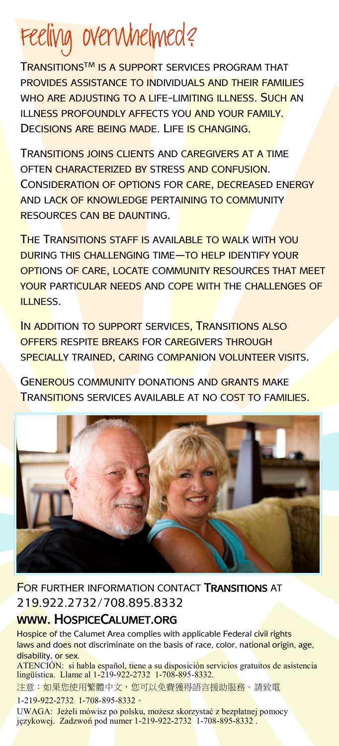# Feeling overwhelmed?

Transitions™ is a support services program that provides assistance to individuals and their families who are adjusting to a life-limiting illness. Such an illness profoundly affects you and your family. Decisions are being made. Life is changing.

Transitions joins clients and caregivers at a time often characterized by stress and confusion. Consideration of options for care, decreased energy and lack of knowledge pertaining to community resources can be daunting.

The Transitions staff is available to walk with you during this challenging time—to help identify your options of care, locate community resources that meet your particular needs and cope with the challenges of illness.

In addition to support services, Transitions also offers respite breaks for caregivers through specially trained, caring companion volunteer visits.

Generous community donations and grants make Transitions services available at no cost to families.

For further information contact **Transitions** at 219.922.2732/708.895.8332

**www. HospiceCalumet.org**

Hospice of the Calumet Area complies with applicable Federal civil rights laws and does not discriminate on the basis of race, color, national origin, age, disability, or sex.

ATENCIÓN: si habla español, tiene a su disposición servicios gratuitos de asistencia lingüística. Llame al 1-219-922-2732 1-708-895-8332.

注意：如果您使用繁體中文，您可以免費獲得語言援助服務。請致電 1-219-922-2732 1-708-895-8332。

UWAGA: Jeżeli mówisz po polsku, możesz skorzystać z bezpłatnej pomocy językowej. Zadzwoń pod numer 1-219-922-2732 1-708-895-8332 .